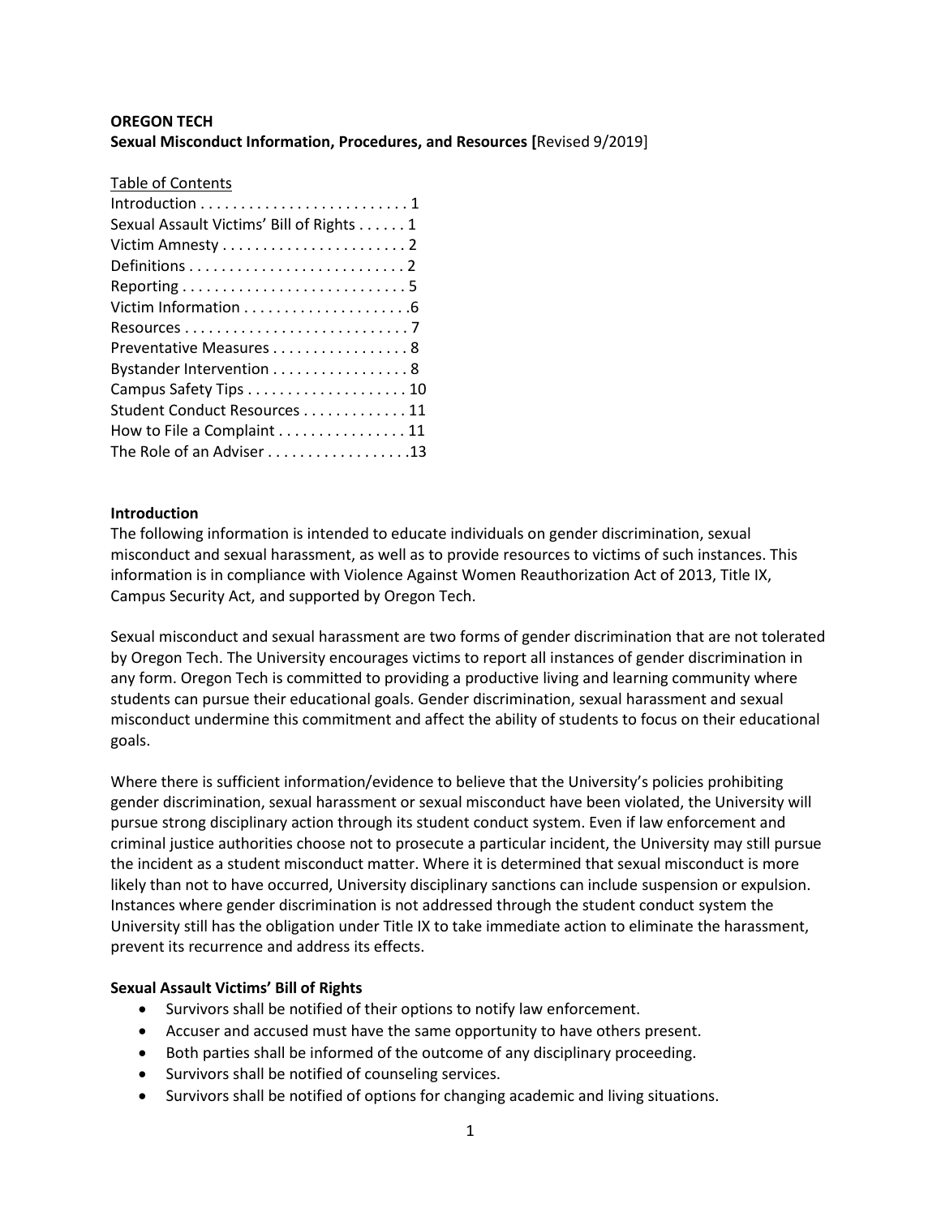**OREGON TECH**

**Sexual Misconduct Information, Procedures, and Resources [**Revised 9/2019]

Table of Contents

Introduction . . . . . . . . . . . . . . . . . . . . . . . . . . 1
Sexual Assault Victims' Bill of Rights . . . . . . 1
Victim Amnesty . . . . . . . . . . . . . . . . . . . . . . . 2
Definitions . . . . . . . . . . . . . . . . . . . . . . . . . . . 2
Reporting . . . . . . . . . . . . . . . . . . . . . . . . . . . . 5
Victim Information . . . . . . . . . . . . . . . . . . . . .6
Resources . . . . . . . . . . . . . . . . . . . . . . . . . . . . 7
Preventative Measures . . . . . . . . . . . . . . . . . 8
Bystander Intervention . . . . . . . . . . . . . . . . . 8
Campus Safety Tips . . . . . . . . . . . . . . . . . . . . 10
Student Conduct Resources . . . . . . . . . . . . . 11
How to File a Complaint . . . . . . . . . . . . . . . . 11
The Role of an Adviser . . . . . . . . . . . . . . . . . .13

**Introduction**

The following information is intended to educate individuals on gender discrimination, sexual misconduct and sexual harassment, as well as to provide resources to victims of such instances. This information is in compliance with Violence Against Women Reauthorization Act of 2013, Title IX, Campus Security Act, and supported by Oregon Tech.

Sexual misconduct and sexual harassment are two forms of gender discrimination that are not tolerated by Oregon Tech. The University encourages victims to report all instances of gender discrimination in any form. Oregon Tech is committed to providing a productive living and learning community where students can pursue their educational goals. Gender discrimination, sexual harassment and sexual misconduct undermine this commitment and affect the ability of students to focus on their educational goals.

Where there is sufficient information/evidence to believe that the University's policies prohibiting gender discrimination, sexual harassment or sexual misconduct have been violated, the University will pursue strong disciplinary action through its student conduct system. Even if law enforcement and criminal justice authorities choose not to prosecute a particular incident, the University may still pursue the incident as a student misconduct matter. Where it is determined that sexual misconduct is more likely than not to have occurred, University disciplinary sanctions can include suspension or expulsion. Instances where gender discrimination is not addressed through the student conduct system the University still has the obligation under Title IX to take immediate action to eliminate the harassment, prevent its recurrence and address its effects.

**Sexual Assault Victims' Bill of Rights**

- Survivors shall be notified of their options to notify law enforcement.
- Accuser and accused must have the same opportunity to have others present.
- Both parties shall be informed of the outcome of any disciplinary proceeding.
- Survivors shall be notified of counseling services.
- Survivors shall be notified of options for changing academic and living situations.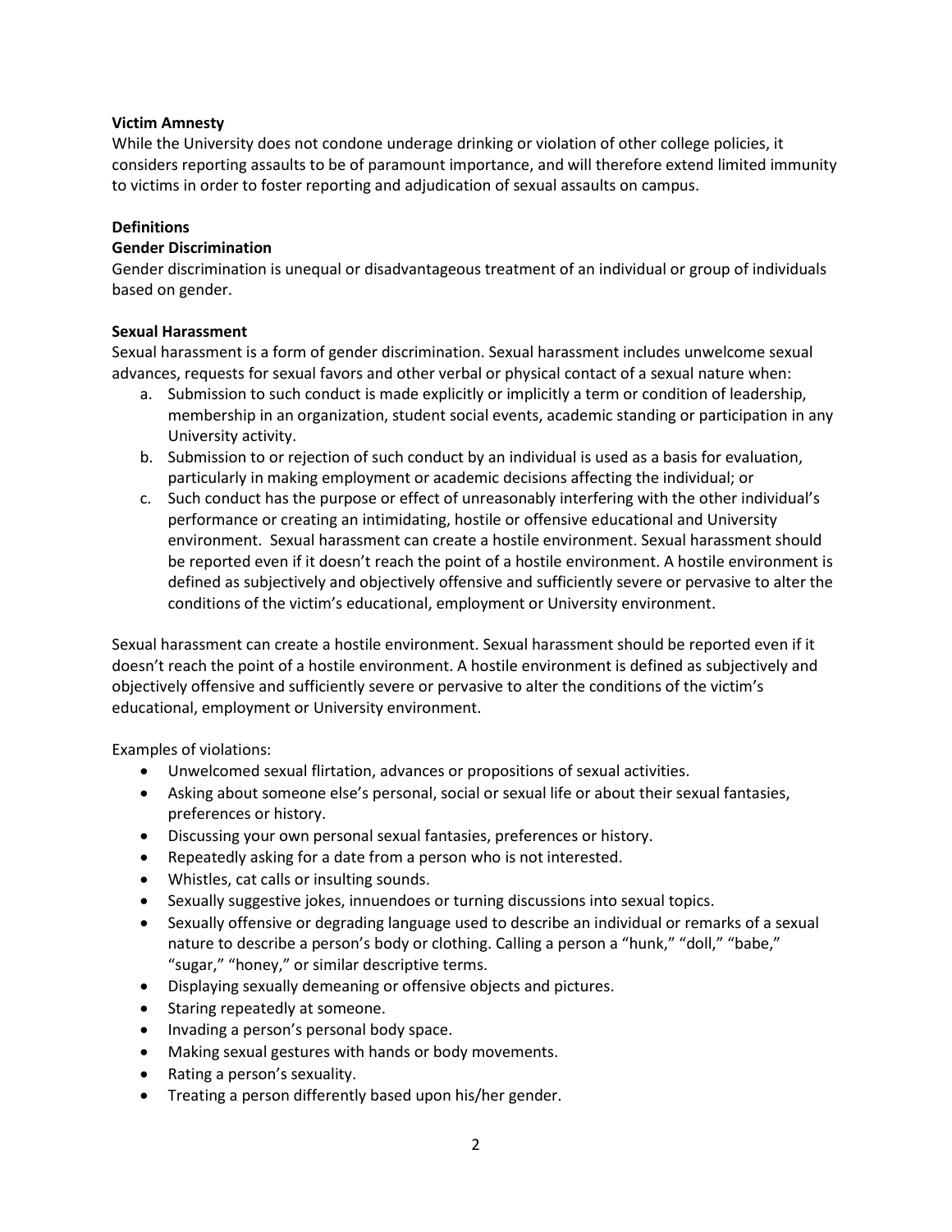**Victim Amnesty**

While the University does not condone underage drinking or violation of other college policies, it considers reporting assaults to be of paramount importance, and will therefore extend limited immunity to victims in order to foster reporting and adjudication of sexual assaults on campus.

**Definitions**

**Gender Discrimination**

Gender discrimination is unequal or disadvantageous treatment of an individual or group of individuals based on gender.

**Sexual Harassment**

Sexual harassment is a form of gender discrimination. Sexual harassment includes unwelcome sexual advances, requests for sexual favors and other verbal or physical contact of a sexual nature when:

a. Submission to such conduct is made explicitly or implicitly a term or condition of leadership, membership in an organization, student social events, academic standing or participation in any University activity.
b. Submission to or rejection of such conduct by an individual is used as a basis for evaluation, particularly in making employment or academic decisions affecting the individual; or
c. Such conduct has the purpose or effect of unreasonably interfering with the other individual's performance or creating an intimidating, hostile or offensive educational and University environment. Sexual harassment can create a hostile environment. Sexual harassment should be reported even if it doesn't reach the point of a hostile environment. A hostile environment is defined as subjectively and objectively offensive and sufficiently severe or pervasive to alter the conditions of the victim's educational, employment or University environment.

Sexual harassment can create a hostile environment. Sexual harassment should be reported even if it doesn't reach the point of a hostile environment. A hostile environment is defined as subjectively and objectively offensive and sufficiently severe or pervasive to alter the conditions of the victim's educational, employment or University environment.

Examples of violations:

- Unwelcomed sexual flirtation, advances or propositions of sexual activities.
- Asking about someone else's personal, social or sexual life or about their sexual fantasies, preferences or history.
- Discussing your own personal sexual fantasies, preferences or history.
- Repeatedly asking for a date from a person who is not interested.
- Whistles, cat calls or insulting sounds.
- Sexually suggestive jokes, innuendoes or turning discussions into sexual topics.
- Sexually offensive or degrading language used to describe an individual or remarks of a sexual nature to describe a person's body or clothing. Calling a person a "hunk," "doll," "babe," "sugar," "honey," or similar descriptive terms.
- Displaying sexually demeaning or offensive objects and pictures.
- Staring repeatedly at someone.
- Invading a person's personal body space.
- Making sexual gestures with hands or body movements.
- Rating a person's sexuality.
- Treating a person differently based upon his/her gender.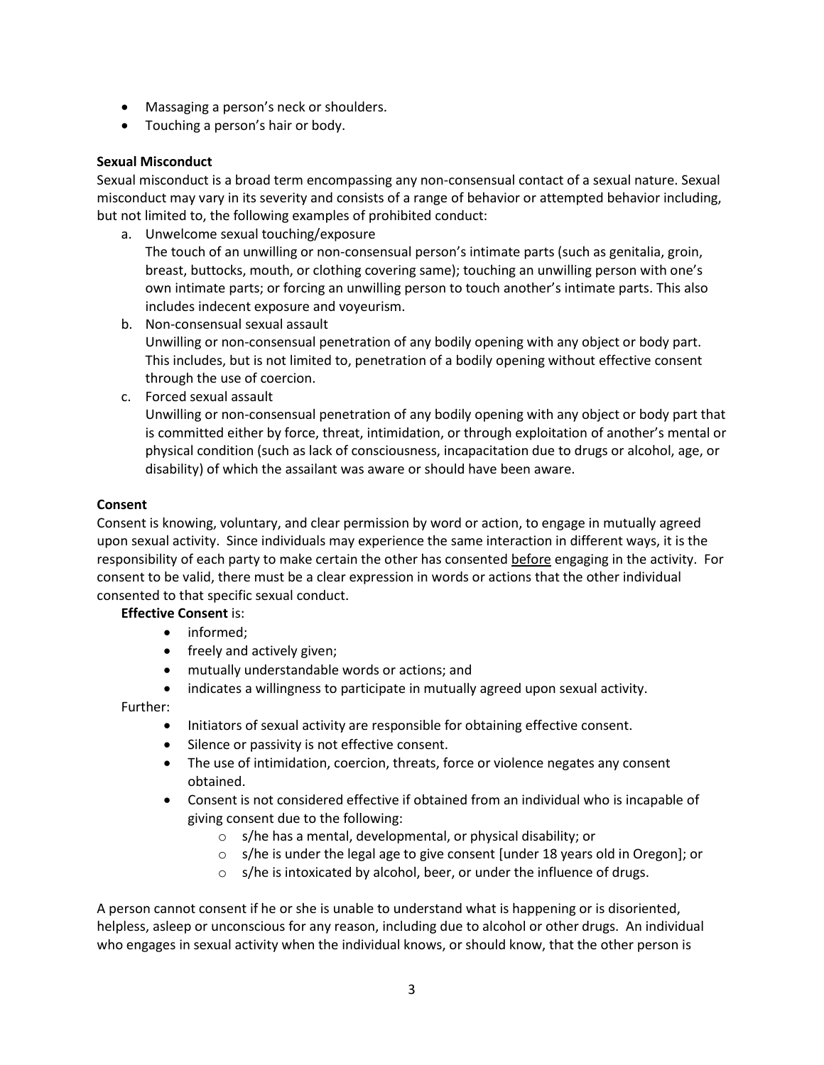- Massaging a person's neck or shoulders.
- Touching a person's hair or body.

**Sexual Misconduct**

Sexual misconduct is a broad term encompassing any non-consensual contact of a sexual nature. Sexual misconduct may vary in its severity and consists of a range of behavior or attempted behavior including, but not limited to, the following examples of prohibited conduct:

a. Unwelcome sexual touching/exposure
   The touch of an unwilling or non-consensual person's intimate parts (such as genitalia, groin, breast, buttocks, mouth, or clothing covering same); touching an unwilling person with one's own intimate parts; or forcing an unwilling person to touch another's intimate parts. This also includes indecent exposure and voyeurism.
b. Non-consensual sexual assault
   Unwilling or non-consensual penetration of any bodily opening with any object or body part. This includes, but is not limited to, penetration of a bodily opening without effective consent through the use of coercion.
c. Forced sexual assault
   Unwilling or non-consensual penetration of any bodily opening with any object or body part that is committed either by force, threat, intimidation, or through exploitation of another's mental or physical condition (such as lack of consciousness, incapacitation due to drugs or alcohol, age, or disability) of which the assailant was aware or should have been aware.

**Consent**

Consent is knowing, voluntary, and clear permission by word or action, to engage in mutually agreed upon sexual activity. Since individuals may experience the same interaction in different ways, it is the responsibility of each party to make certain the other has consented <u>before</u> engaging in the activity. For consent to be valid, there must be a clear expression in words or actions that the other individual consented to that specific sexual conduct.

**Effective Consent** is:

- informed;
- freely and actively given;
- mutually understandable words or actions; and
- indicates a willingness to participate in mutually agreed upon sexual activity.

Further:

- Initiators of sexual activity are responsible for obtaining effective consent.
- Silence or passivity is not effective consent.
- The use of intimidation, coercion, threats, force or violence negates any consent obtained.
- Consent is not considered effective if obtained from an individual who is incapable of giving consent due to the following:
  - s/he has a mental, developmental, or physical disability; or
  - s/he is under the legal age to give consent [under 18 years old in Oregon]; or
  - s/he is intoxicated by alcohol, beer, or under the influence of drugs.

A person cannot consent if he or she is unable to understand what is happening or is disoriented, helpless, asleep or unconscious for any reason, including due to alcohol or other drugs. An individual who engages in sexual activity when the individual knows, or should know, that the other person is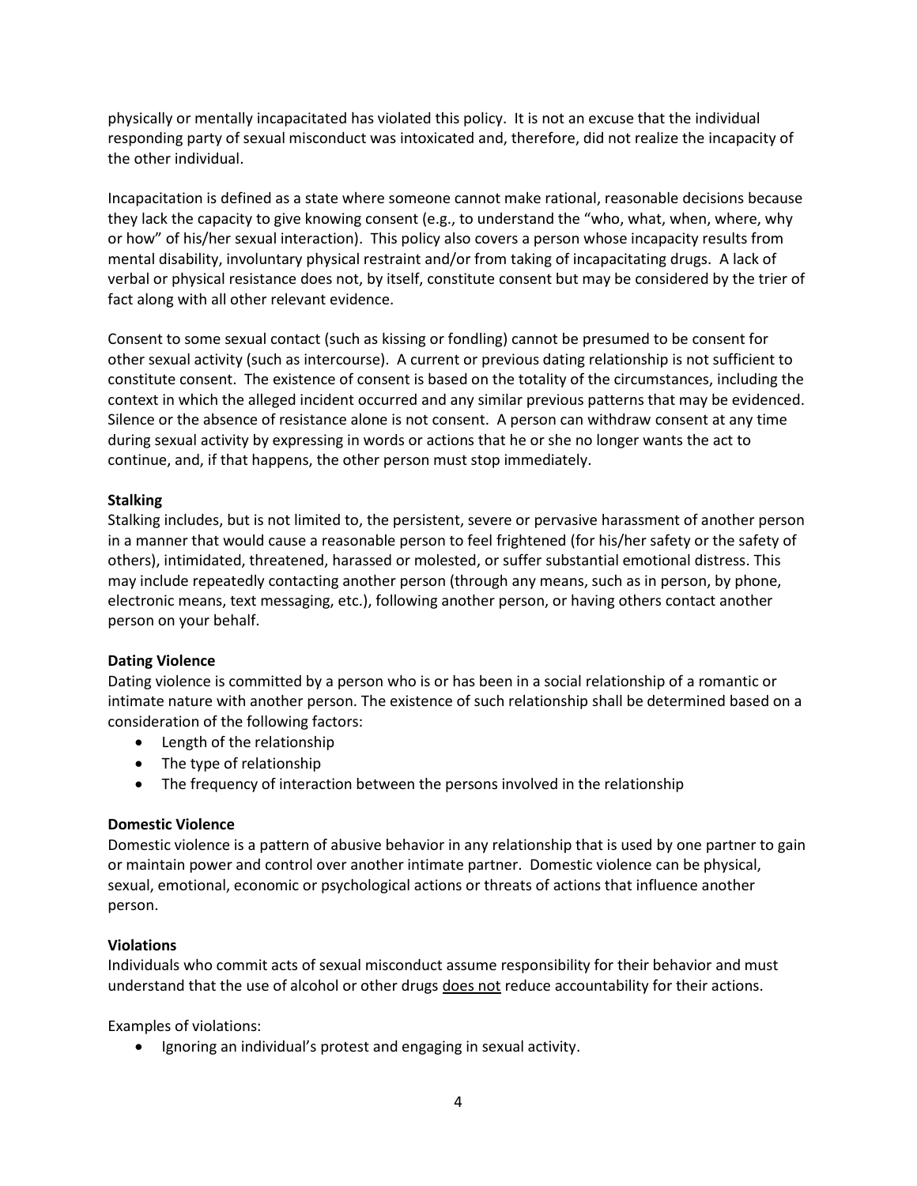physically or mentally incapacitated has violated this policy. It is not an excuse that the individual responding party of sexual misconduct was intoxicated and, therefore, did not realize the incapacity of the other individual.

Incapacitation is defined as a state where someone cannot make rational, reasonable decisions because they lack the capacity to give knowing consent (e.g., to understand the "who, what, when, where, why or how" of his/her sexual interaction). This policy also covers a person whose incapacity results from mental disability, involuntary physical restraint and/or from taking of incapacitating drugs. A lack of verbal or physical resistance does not, by itself, constitute consent but may be considered by the trier of fact along with all other relevant evidence.

Consent to some sexual contact (such as kissing or fondling) cannot be presumed to be consent for other sexual activity (such as intercourse). A current or previous dating relationship is not sufficient to constitute consent. The existence of consent is based on the totality of the circumstances, including the context in which the alleged incident occurred and any similar previous patterns that may be evidenced. Silence or the absence of resistance alone is not consent. A person can withdraw consent at any time during sexual activity by expressing in words or actions that he or she no longer wants the act to continue, and, if that happens, the other person must stop immediately.

**Stalking**
Stalking includes, but is not limited to, the persistent, severe or pervasive harassment of another person in a manner that would cause a reasonable person to feel frightened (for his/her safety or the safety of others), intimidated, threatened, harassed or molested, or suffer substantial emotional distress. This may include repeatedly contacting another person (through any means, such as in person, by phone, electronic means, text messaging, etc.), following another person, or having others contact another person on your behalf.

**Dating Violence**
Dating violence is committed by a person who is or has been in a social relationship of a romantic or intimate nature with another person. The existence of such relationship shall be determined based on a consideration of the following factors:

- Length of the relationship
- The type of relationship
- The frequency of interaction between the persons involved in the relationship

**Domestic Violence**
Domestic violence is a pattern of abusive behavior in any relationship that is used by one partner to gain or maintain power and control over another intimate partner. Domestic violence can be physical, sexual, emotional, economic or psychological actions or threats of actions that influence another person.

**Violations**
Individuals who commit acts of sexual misconduct assume responsibility for their behavior and must understand that the use of alcohol or other drugs <u>does not</u> reduce accountability for their actions.

Examples of violations:

- Ignoring an individual's protest and engaging in sexual activity.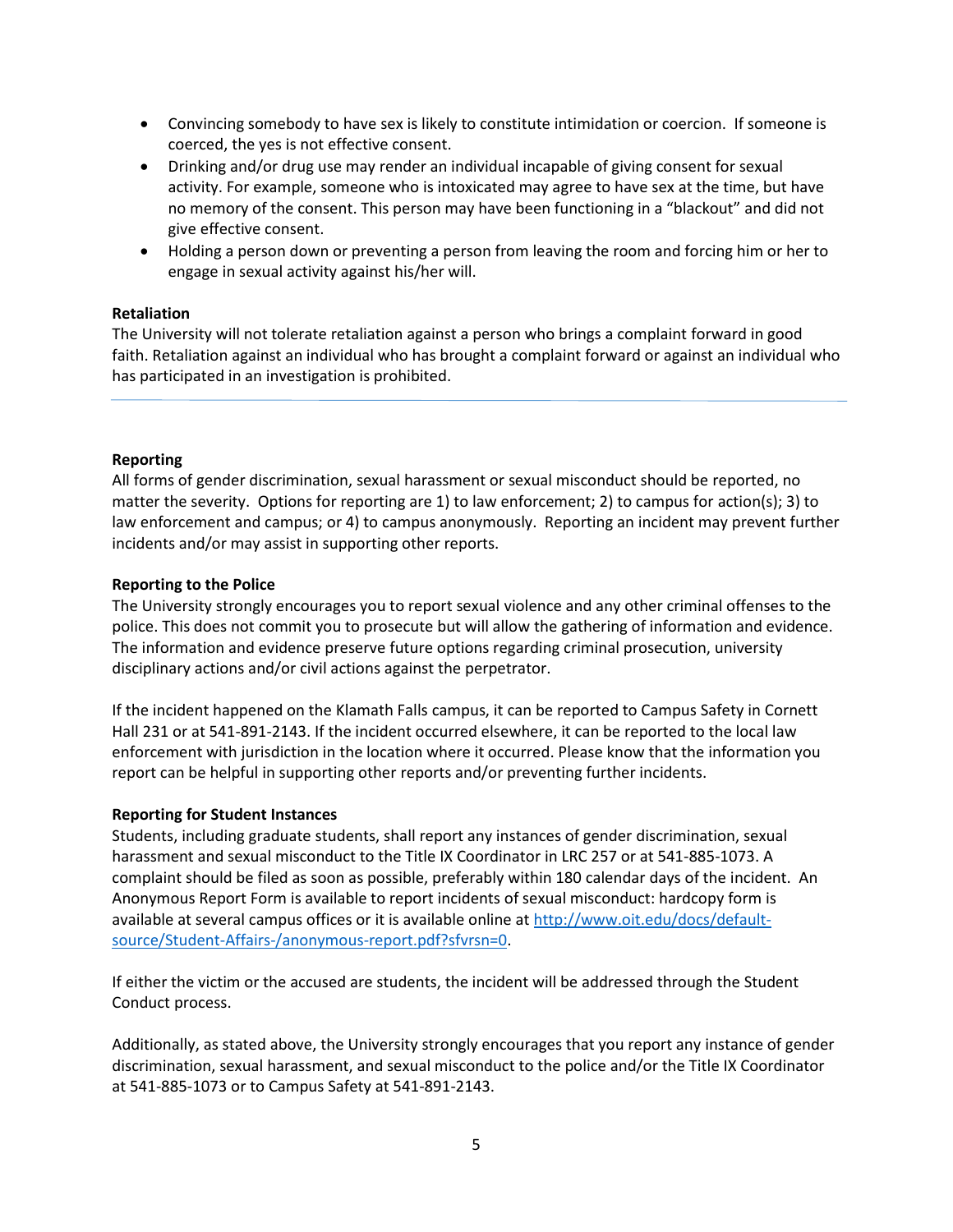- Convincing somebody to have sex is likely to constitute intimidation or coercion. If someone is coerced, the yes is not effective consent.
- Drinking and/or drug use may render an individual incapable of giving consent for sexual activity. For example, someone who is intoxicated may agree to have sex at the time, but have no memory of the consent. This person may have been functioning in a "blackout" and did not give effective consent.
- Holding a person down or preventing a person from leaving the room and forcing him or her to engage in sexual activity against his/her will.

**Retaliation**
The University will not tolerate retaliation against a person who brings a complaint forward in good faith. Retaliation against an individual who has brought a complaint forward or against an individual who has participated in an investigation is prohibited.

---

**Reporting**
All forms of gender discrimination, sexual harassment or sexual misconduct should be reported, no matter the severity. Options for reporting are 1) to law enforcement; 2) to campus for action(s); 3) to law enforcement and campus; or 4) to campus anonymously. Reporting an incident may prevent further incidents and/or may assist in supporting other reports.

**Reporting to the Police**
The University strongly encourages you to report sexual violence and any other criminal offenses to the police. This does not commit you to prosecute but will allow the gathering of information and evidence. The information and evidence preserve future options regarding criminal prosecution, university disciplinary actions and/or civil actions against the perpetrator.

If the incident happened on the Klamath Falls campus, it can be reported to Campus Safety in Cornett Hall 231 or at 541-891-2143. If the incident occurred elsewhere, it can be reported to the local law enforcement with jurisdiction in the location where it occurred. Please know that the information you report can be helpful in supporting other reports and/or preventing further incidents.

**Reporting for Student Instances**
Students, including graduate students, shall report any instances of gender discrimination, sexual harassment and sexual misconduct to the Title IX Coordinator in LRC 257 or at 541-885-1073. A complaint should be filed as soon as possible, preferably within 180 calendar days of the incident. An Anonymous Report Form is available to report incidents of sexual misconduct: hardcopy form is available at several campus offices or it is available online at [http://www.oit.edu/docs/default-source/Student-Affairs-/anonymous-report.pdf?sfvrsn=0](http://www.oit.edu/docs/default-source/Student-Affairs-/anonymous-report.pdf?sfvrsn=0).

If either the victim or the accused are students, the incident will be addressed through the Student Conduct process.

Additionally, as stated above, the University strongly encourages that you report any instance of gender discrimination, sexual harassment, and sexual misconduct to the police and/or the Title IX Coordinator at 541-885-1073 or to Campus Safety at 541-891-2143.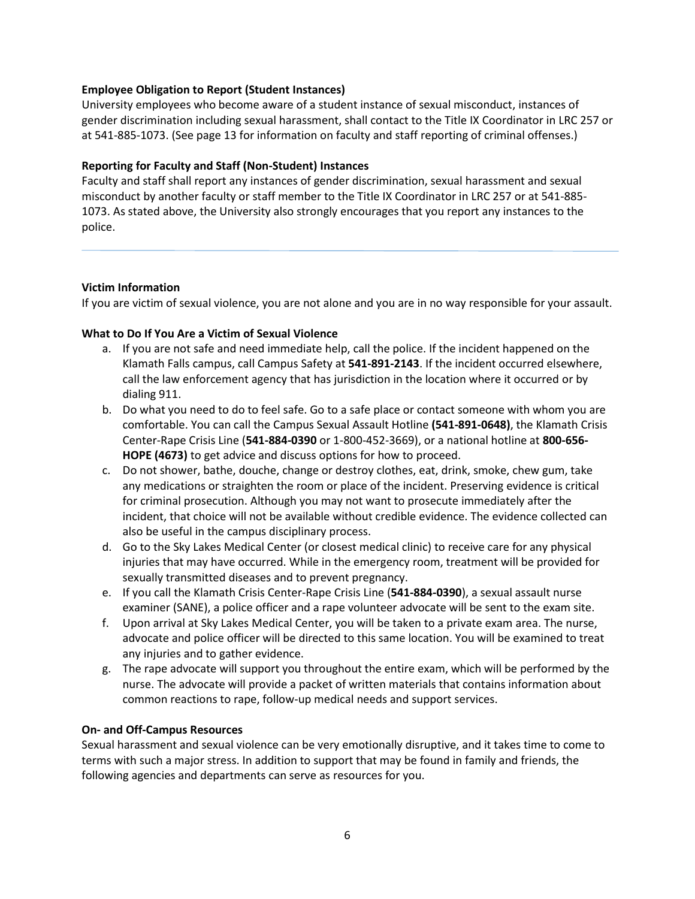**Employee Obligation to Report (Student Instances)**

University employees who become aware of a student instance of sexual misconduct, instances of gender discrimination including sexual harassment, shall contact to the Title IX Coordinator in LRC 257 or at 541-885-1073. (See page 13 for information on faculty and staff reporting of criminal offenses.)

**Reporting for Faculty and Staff (Non-Student) Instances**

Faculty and staff shall report any instances of gender discrimination, sexual harassment and sexual misconduct by another faculty or staff member to the Title IX Coordinator in LRC 257 or at 541-885-1073. As stated above, the University also strongly encourages that you report any instances to the police.

---

**Victim Information**

If you are victim of sexual violence, you are not alone and you are in no way responsible for your assault.

**What to Do If You Are a Victim of Sexual Violence**

a. If you are not safe and need immediate help, call the police. If the incident happened on the Klamath Falls campus, call Campus Safety at **541-891-2143**. If the incident occurred elsewhere, call the law enforcement agency that has jurisdiction in the location where it occurred or by dialing 911.
b. Do what you need to do to feel safe. Go to a safe place or contact someone with whom you are comfortable. You can call the Campus Sexual Assault Hotline **(541-891-0648)**, the Klamath Crisis Center-Rape Crisis Line (**541-884-0390** or 1-800-452-3669), or a national hotline at **800-656-HOPE (4673)** to get advice and discuss options for how to proceed.
c. Do not shower, bathe, douche, change or destroy clothes, eat, drink, smoke, chew gum, take any medications or straighten the room or place of the incident. Preserving evidence is critical for criminal prosecution. Although you may not want to prosecute immediately after the incident, that choice will not be available without credible evidence. The evidence collected can also be useful in the campus disciplinary process.
d. Go to the Sky Lakes Medical Center (or closest medical clinic) to receive care for any physical injuries that may have occurred. While in the emergency room, treatment will be provided for sexually transmitted diseases and to prevent pregnancy.
e. If you call the Klamath Crisis Center-Rape Crisis Line (**541-884-0390**), a sexual assault nurse examiner (SANE), a police officer and a rape volunteer advocate will be sent to the exam site.
f. Upon arrival at Sky Lakes Medical Center, you will be taken to a private exam area. The nurse, advocate and police officer will be directed to this same location. You will be examined to treat any injuries and to gather evidence.
g. The rape advocate will support you throughout the entire exam, which will be performed by the nurse. The advocate will provide a packet of written materials that contains information about common reactions to rape, follow-up medical needs and support services.

**On- and Off-Campus Resources**

Sexual harassment and sexual violence can be very emotionally disruptive, and it takes time to come to terms with such a major stress. In addition to support that may be found in family and friends, the following agencies and departments can serve as resources for you.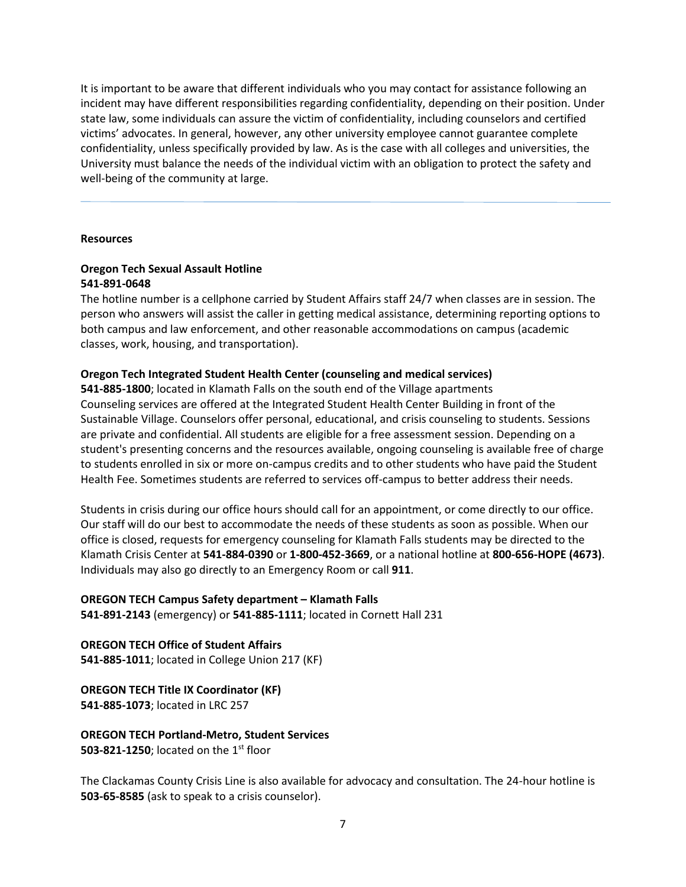It is important to be aware that different individuals who you may contact for assistance following an incident may have different responsibilities regarding confidentiality, depending on their position. Under state law, some individuals can assure the victim of confidentiality, including counselors and certified victims' advocates. In general, however, any other university employee cannot guarantee complete confidentiality, unless specifically provided by law. As is the case with all colleges and universities, the University must balance the needs of the individual victim with an obligation to protect the safety and well-being of the community at large.

---

**Resources**

**Oregon Tech Sexual Assault Hotline**
**541-891-0648**
The hotline number is a cellphone carried by Student Affairs staff 24/7 when classes are in session. The person who answers will assist the caller in getting medical assistance, determining reporting options to both campus and law enforcement, and other reasonable accommodations on campus (academic classes, work, housing, and transportation).

**Oregon Tech Integrated Student Health Center (counseling and medical services)**
**541-885-1800**; located in Klamath Falls on the south end of the Village apartments
Counseling services are offered at the Integrated Student Health Center Building in front of the Sustainable Village. Counselors offer personal, educational, and crisis counseling to students. Sessions are private and confidential. All students are eligible for a free assessment session. Depending on a student's presenting concerns and the resources available, ongoing counseling is available free of charge to students enrolled in six or more on-campus credits and to other students who have paid the Student Health Fee. Sometimes students are referred to services off-campus to better address their needs.

Students in crisis during our office hours should call for an appointment, or come directly to our office. Our staff will do our best to accommodate the needs of these students as soon as possible. When our office is closed, requests for emergency counseling for Klamath Falls students may be directed to the Klamath Crisis Center at **541-884-0390** or **1-800-452-3669**, or a national hotline at **800-656-HOPE (4673)**. Individuals may also go directly to an Emergency Room or call **911**.

**OREGON TECH Campus Safety department – Klamath Falls**
**541-891-2143** (emergency) or **541-885-1111**; located in Cornett Hall 231

**OREGON TECH Office of Student Affairs**
**541-885-1011**; located in College Union 217 (KF)

**OREGON TECH Title IX Coordinator (KF)**
**541-885-1073**; located in LRC 257

**OREGON TECH Portland-Metro, Student Services**
**503-821-1250**; located on the 1st floor

The Clackamas County Crisis Line is also available for advocacy and consultation. The 24-hour hotline is **503-65-8585** (ask to speak to a crisis counselor).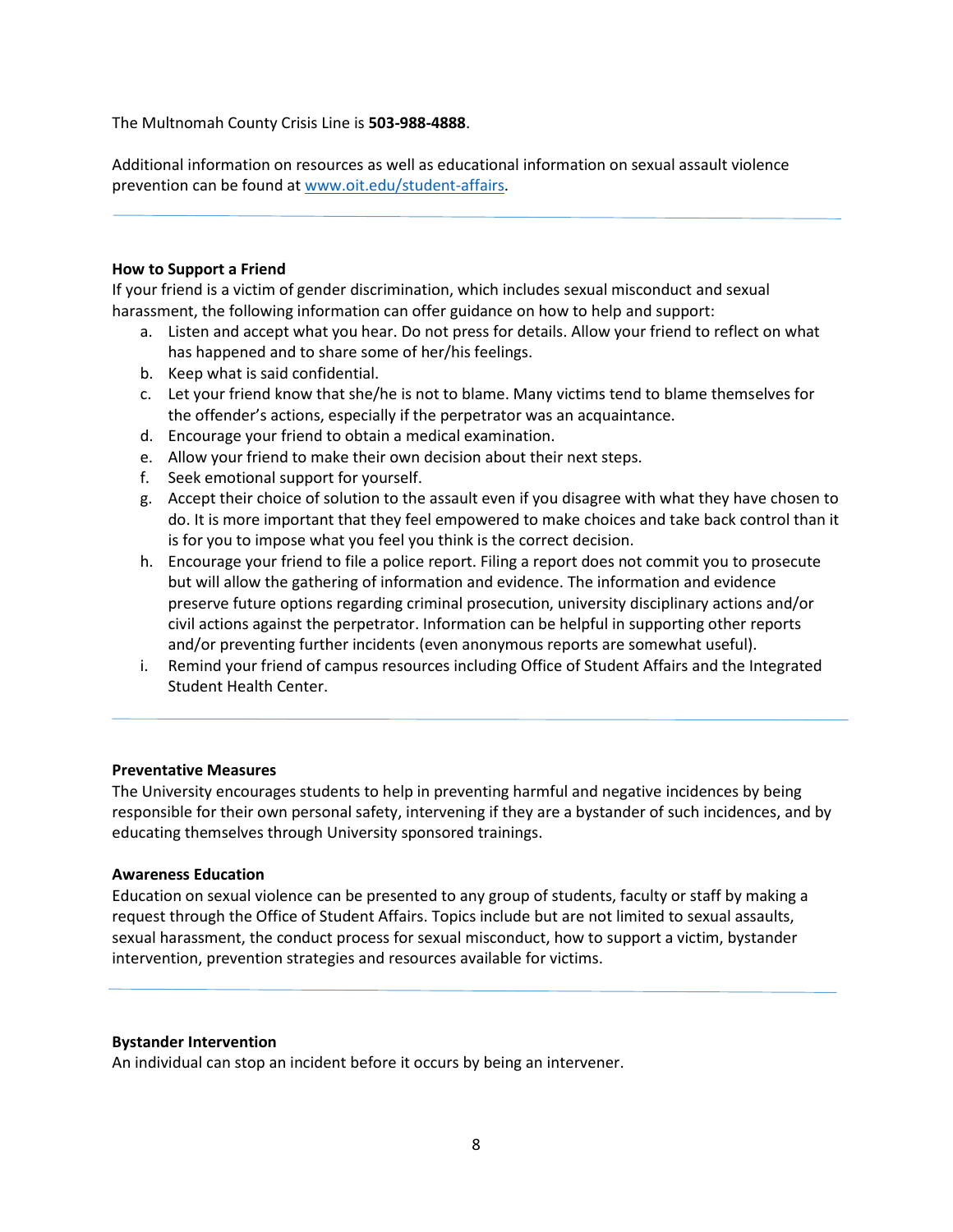The Multnomah County Crisis Line is **503-988-4888**.

Additional information on resources as well as educational information on sexual assault violence prevention can be found at [www.oit.edu/student-affairs](www.oit.edu/student-affairs).

---

**How to Support a Friend**

If your friend is a victim of gender discrimination, which includes sexual misconduct and sexual harassment, the following information can offer guidance on how to help and support:

a. Listen and accept what you hear. Do not press for details. Allow your friend to reflect on what has happened and to share some of her/his feelings.
b. Keep what is said confidential.
c. Let your friend know that she/he is not to blame. Many victims tend to blame themselves for the offender's actions, especially if the perpetrator was an acquaintance.
d. Encourage your friend to obtain a medical examination.
e. Allow your friend to make their own decision about their next steps.
f. Seek emotional support for yourself.
g. Accept their choice of solution to the assault even if you disagree with what they have chosen to do. It is more important that they feel empowered to make choices and take back control than it is for you to impose what you feel you think is the correct decision.
h. Encourage your friend to file a police report. Filing a report does not commit you to prosecute but will allow the gathering of information and evidence. The information and evidence preserve future options regarding criminal prosecution, university disciplinary actions and/or civil actions against the perpetrator. Information can be helpful in supporting other reports and/or preventing further incidents (even anonymous reports are somewhat useful).
i. Remind your friend of campus resources including Office of Student Affairs and the Integrated Student Health Center.

---

**Preventative Measures**

The University encourages students to help in preventing harmful and negative incidences by being responsible for their own personal safety, intervening if they are a bystander of such incidences, and by educating themselves through University sponsored trainings.

**Awareness Education**

Education on sexual violence can be presented to any group of students, faculty or staff by making a request through the Office of Student Affairs. Topics include but are not limited to sexual assaults, sexual harassment, the conduct process for sexual misconduct, how to support a victim, bystander intervention, prevention strategies and resources available for victims.

---

**Bystander Intervention**

An individual can stop an incident before it occurs by being an intervener.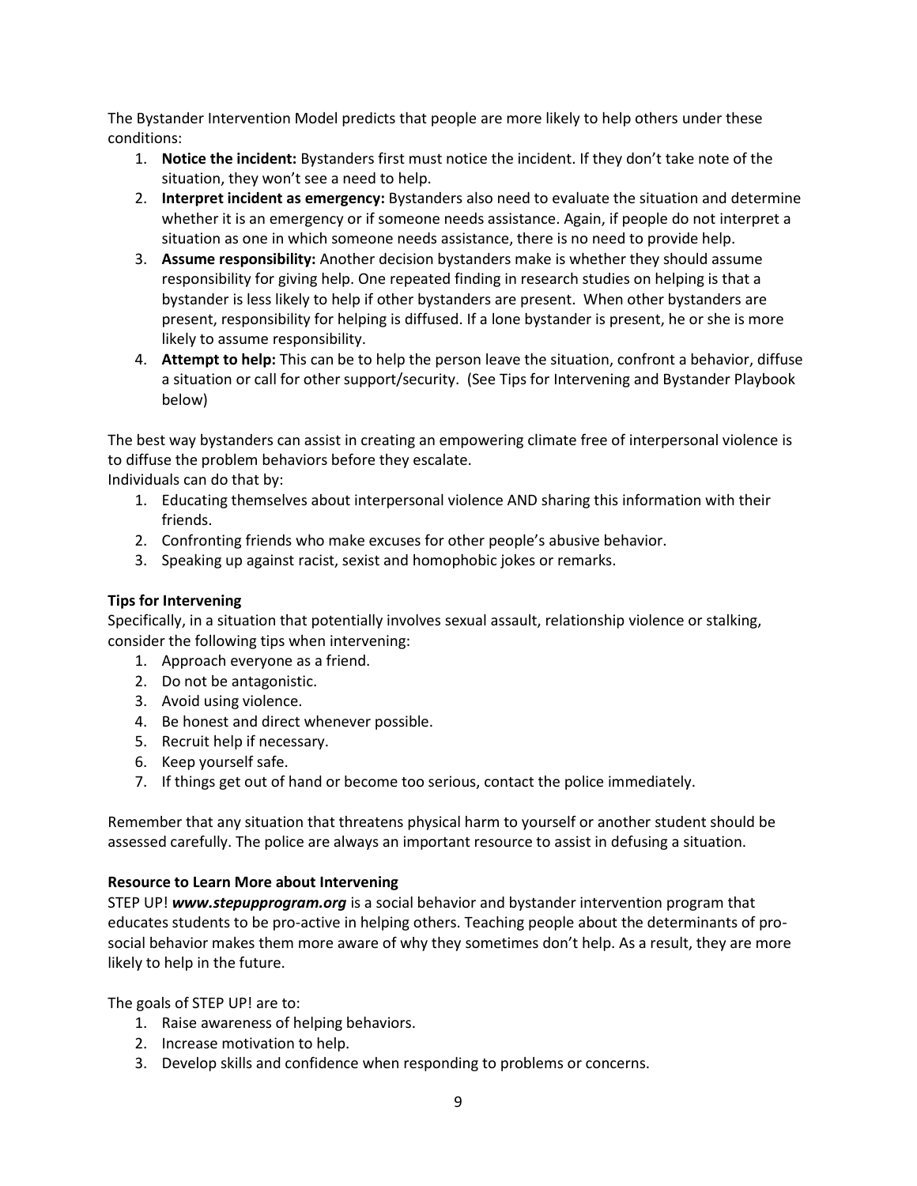The Bystander Intervention Model predicts that people are more likely to help others under these conditions:

1. **Notice the incident:** Bystanders first must notice the incident. If they don't take note of the situation, they won't see a need to help.
2. **Interpret incident as emergency:** Bystanders also need to evaluate the situation and determine whether it is an emergency or if someone needs assistance. Again, if people do not interpret a situation as one in which someone needs assistance, there is no need to provide help.
3. **Assume responsibility:** Another decision bystanders make is whether they should assume responsibility for giving help. One repeated finding in research studies on helping is that a bystander is less likely to help if other bystanders are present. When other bystanders are present, responsibility for helping is diffused. If a lone bystander is present, he or she is more likely to assume responsibility.
4. **Attempt to help:** This can be to help the person leave the situation, confront a behavior, diffuse a situation or call for other support/security. (See Tips for Intervening and Bystander Playbook below)

The best way bystanders can assist in creating an empowering climate free of interpersonal violence is to diffuse the problem behaviors before they escalate.

Individuals can do that by:

1. Educating themselves about interpersonal violence AND sharing this information with their friends.
2. Confronting friends who make excuses for other people's abusive behavior.
3. Speaking up against racist, sexist and homophobic jokes or remarks.

**Tips for Intervening**

Specifically, in a situation that potentially involves sexual assault, relationship violence or stalking, consider the following tips when intervening:

1. Approach everyone as a friend.
2. Do not be antagonistic.
3. Avoid using violence.
4. Be honest and direct whenever possible.
5. Recruit help if necessary.
6. Keep yourself safe.
7. If things get out of hand or become too serious, contact the police immediately.

Remember that any situation that threatens physical harm to yourself or another student should be assessed carefully. The police are always an important resource to assist in defusing a situation.

**Resource to Learn More about Intervening**

STEP UP! ***www.stepupprogram.org*** is a social behavior and bystander intervention program that educates students to be pro-active in helping others. Teaching people about the determinants of pro-social behavior makes them more aware of why they sometimes don't help. As a result, they are more likely to help in the future.

The goals of STEP UP! are to:

1. Raise awareness of helping behaviors.
2. Increase motivation to help.
3. Develop skills and confidence when responding to problems or concerns.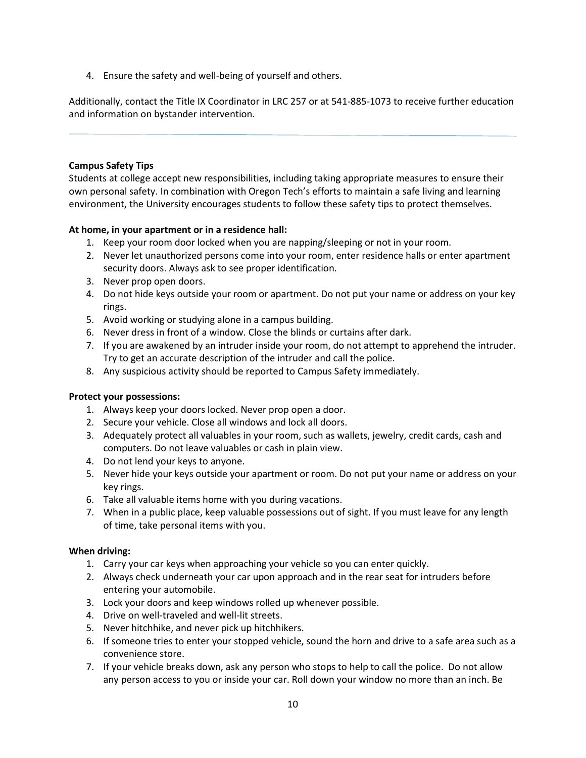4. Ensure the safety and well-being of yourself and others.

Additionally, contact the Title IX Coordinator in LRC 257 or at 541-885-1073 to receive further education and information on bystander intervention.

---

**Campus Safety Tips**

Students at college accept new responsibilities, including taking appropriate measures to ensure their own personal safety. In combination with Oregon Tech's efforts to maintain a safe living and learning environment, the University encourages students to follow these safety tips to protect themselves.

**At home, in your apartment or in a residence hall:**

1. Keep your room door locked when you are napping/sleeping or not in your room.
2. Never let unauthorized persons come into your room, enter residence halls or enter apartment security doors. Always ask to see proper identification.
3. Never prop open doors.
4. Do not hide keys outside your room or apartment. Do not put your name or address on your key rings.
5. Avoid working or studying alone in a campus building.
6. Never dress in front of a window. Close the blinds or curtains after dark.
7. If you are awakened by an intruder inside your room, do not attempt to apprehend the intruder. Try to get an accurate description of the intruder and call the police.
8. Any suspicious activity should be reported to Campus Safety immediately.

**Protect your possessions:**

1. Always keep your doors locked. Never prop open a door.
2. Secure your vehicle. Close all windows and lock all doors.
3. Adequately protect all valuables in your room, such as wallets, jewelry, credit cards, cash and computers. Do not leave valuables or cash in plain view.
4. Do not lend your keys to anyone.
5. Never hide your keys outside your apartment or room. Do not put your name or address on your key rings.
6. Take all valuable items home with you during vacations.
7. When in a public place, keep valuable possessions out of sight. If you must leave for any length of time, take personal items with you.

**When driving:**

1. Carry your car keys when approaching your vehicle so you can enter quickly.
2. Always check underneath your car upon approach and in the rear seat for intruders before entering your automobile.
3. Lock your doors and keep windows rolled up whenever possible.
4. Drive on well-traveled and well-lit streets.
5. Never hitchhike, and never pick up hitchhikers.
6. If someone tries to enter your stopped vehicle, sound the horn and drive to a safe area such as a convenience store.
7. If your vehicle breaks down, ask any person who stops to help to call the police. Do not allow any person access to you or inside your car. Roll down your window no more than an inch. Be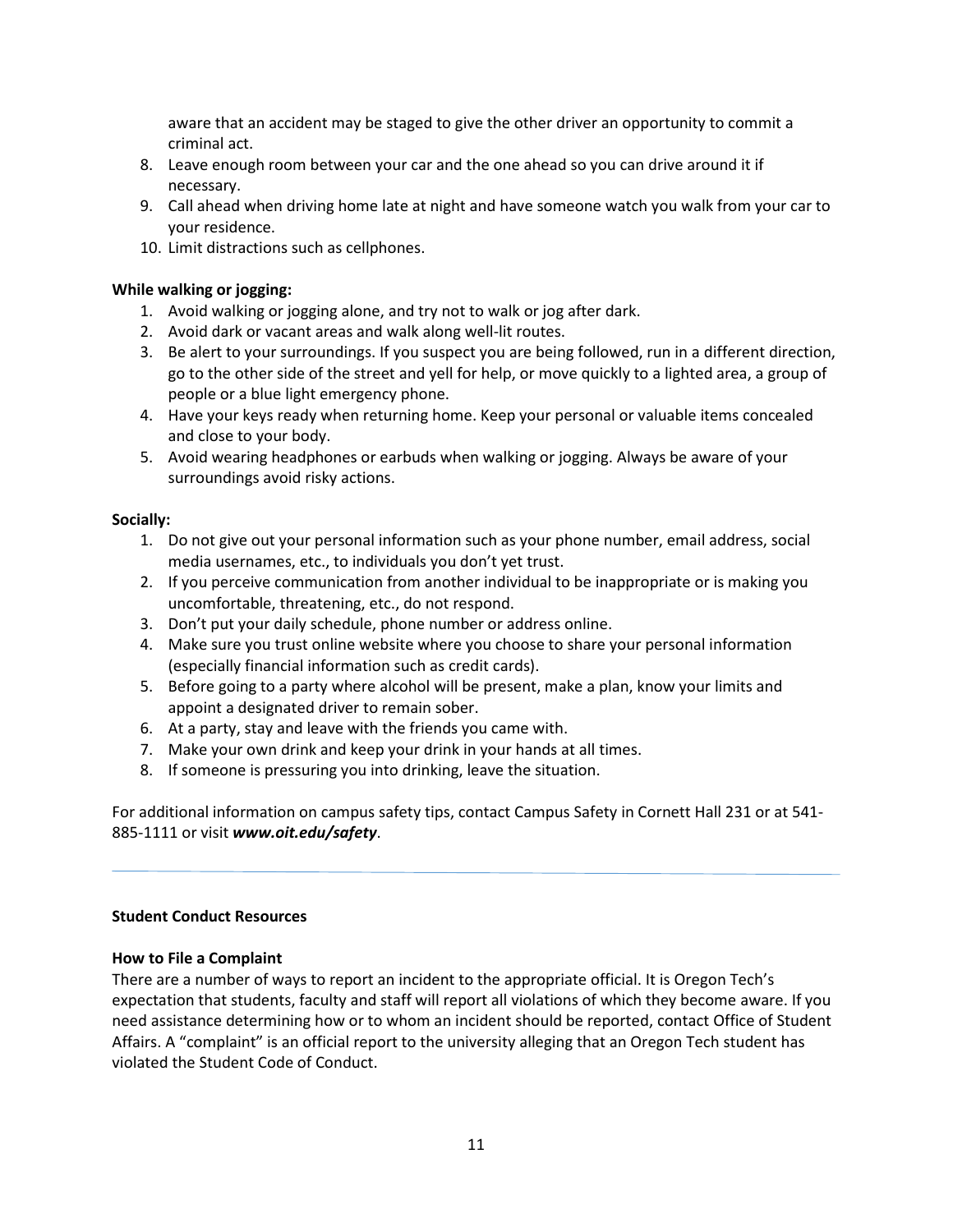aware that an accident may be staged to give the other driver an opportunity to commit a criminal act.

8. Leave enough room between your car and the one ahead so you can drive around it if necessary.
9. Call ahead when driving home late at night and have someone watch you walk from your car to your residence.
10. Limit distractions such as cellphones.

**While walking or jogging:**

1. Avoid walking or jogging alone, and try not to walk or jog after dark.
2. Avoid dark or vacant areas and walk along well-lit routes.
3. Be alert to your surroundings. If you suspect you are being followed, run in a different direction, go to the other side of the street and yell for help, or move quickly to a lighted area, a group of people or a blue light emergency phone.
4. Have your keys ready when returning home. Keep your personal or valuable items concealed and close to your body.
5. Avoid wearing headphones or earbuds when walking or jogging. Always be aware of your surroundings avoid risky actions.

**Socially:**

1. Do not give out your personal information such as your phone number, email address, social media usernames, etc., to individuals you don't yet trust.
2. If you perceive communication from another individual to be inappropriate or is making you uncomfortable, threatening, etc., do not respond.
3. Don't put your daily schedule, phone number or address online.
4. Make sure you trust online website where you choose to share your personal information (especially financial information such as credit cards).
5. Before going to a party where alcohol will be present, make a plan, know your limits and appoint a designated driver to remain sober.
6. At a party, stay and leave with the friends you came with.
7. Make your own drink and keep your drink in your hands at all times.
8. If someone is pressuring you into drinking, leave the situation.

For additional information on campus safety tips, contact Campus Safety in Cornett Hall 231 or at 541-885-1111 or visit ***www.oit.edu/safety***.

---

**Student Conduct Resources**

**How to File a Complaint**

There are a number of ways to report an incident to the appropriate official. It is Oregon Tech's expectation that students, faculty and staff will report all violations of which they become aware. If you need assistance determining how or to whom an incident should be reported, contact Office of Student Affairs. A "complaint" is an official report to the university alleging that an Oregon Tech student has violated the Student Code of Conduct.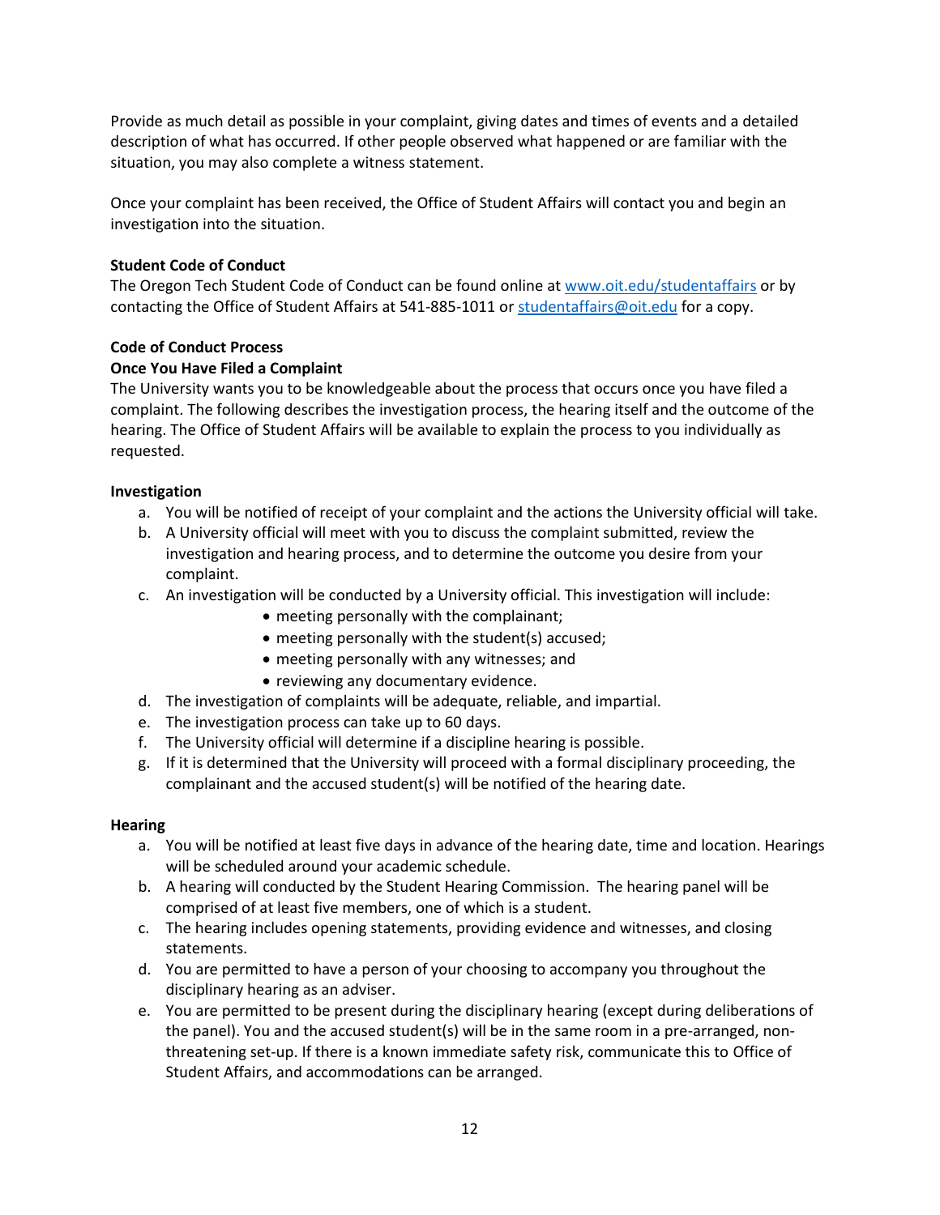Provide as much detail as possible in your complaint, giving dates and times of events and a detailed description of what has occurred. If other people observed what happened or are familiar with the situation, you may also complete a witness statement.

Once your complaint has been received, the Office of Student Affairs will contact you and begin an investigation into the situation.

**Student Code of Conduct**
The Oregon Tech Student Code of Conduct can be found online at www.oit.edu/studentaffairs or by contacting the Office of Student Affairs at 541-885-1011 or studentaffairs@oit.edu for a copy.

**Code of Conduct Process**
**Once You Have Filed a Complaint**
The University wants you to be knowledgeable about the process that occurs once you have filed a complaint. The following describes the investigation process, the hearing itself and the outcome of the hearing. The Office of Student Affairs will be available to explain the process to you individually as requested.

**Investigation**

a. You will be notified of receipt of your complaint and the actions the University official will take.
b. A University official will meet with you to discuss the complaint submitted, review the investigation and hearing process, and to determine the outcome you desire from your complaint.
c. An investigation will be conducted by a University official. This investigation will include:
   - meeting personally with the complainant;
   - meeting personally with the student(s) accused;
   - meeting personally with any witnesses; and
   - reviewing any documentary evidence.
d. The investigation of complaints will be adequate, reliable, and impartial.
e. The investigation process can take up to 60 days.
f. The University official will determine if a discipline hearing is possible.
g. If it is determined that the University will proceed with a formal disciplinary proceeding, the complainant and the accused student(s) will be notified of the hearing date.

**Hearing**

a. You will be notified at least five days in advance of the hearing date, time and location. Hearings will be scheduled around your academic schedule.
b. A hearing will conducted by the Student Hearing Commission. The hearing panel will be comprised of at least five members, one of which is a student.
c. The hearing includes opening statements, providing evidence and witnesses, and closing statements.
d. You are permitted to have a person of your choosing to accompany you throughout the disciplinary hearing as an adviser.
e. You are permitted to be present during the disciplinary hearing (except during deliberations of the panel). You and the accused student(s) will be in the same room in a pre-arranged, non-threatening set-up. If there is a known immediate safety risk, communicate this to Office of Student Affairs, and accommodations can be arranged.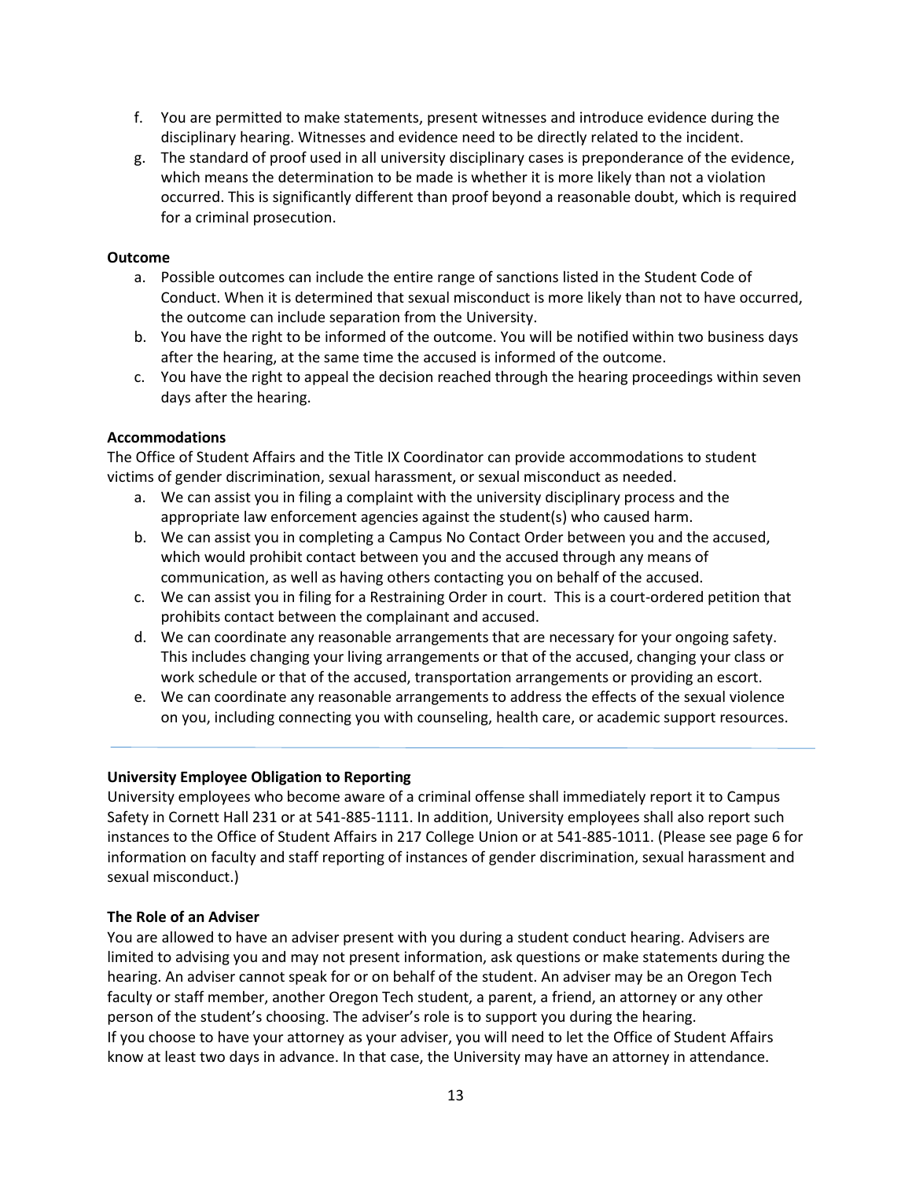f. You are permitted to make statements, present witnesses and introduce evidence during the disciplinary hearing. Witnesses and evidence need to be directly related to the incident.
g. The standard of proof used in all university disciplinary cases is preponderance of the evidence, which means the determination to be made is whether it is more likely than not a violation occurred. This is significantly different than proof beyond a reasonable doubt, which is required for a criminal prosecution.

**Outcome**

a. Possible outcomes can include the entire range of sanctions listed in the Student Code of Conduct. When it is determined that sexual misconduct is more likely than not to have occurred, the outcome can include separation from the University.
b. You have the right to be informed of the outcome. You will be notified within two business days after the hearing, at the same time the accused is informed of the outcome.
c. You have the right to appeal the decision reached through the hearing proceedings within seven days after the hearing.

**Accommodations**

The Office of Student Affairs and the Title IX Coordinator can provide accommodations to student victims of gender discrimination, sexual harassment, or sexual misconduct as needed.

a. We can assist you in filing a complaint with the university disciplinary process and the appropriate law enforcement agencies against the student(s) who caused harm.
b. We can assist you in completing a Campus No Contact Order between you and the accused, which would prohibit contact between you and the accused through any means of communication, as well as having others contacting you on behalf of the accused.
c. We can assist you in filing for a Restraining Order in court. This is a court-ordered petition that prohibits contact between the complainant and accused.
d. We can coordinate any reasonable arrangements that are necessary for your ongoing safety. This includes changing your living arrangements or that of the accused, changing your class or work schedule or that of the accused, transportation arrangements or providing an escort.
e. We can coordinate any reasonable arrangements to address the effects of the sexual violence on you, including connecting you with counseling, health care, or academic support resources.

---

**University Employee Obligation to Reporting**

University employees who become aware of a criminal offense shall immediately report it to Campus Safety in Cornett Hall 231 or at 541-885-1111. In addition, University employees shall also report such instances to the Office of Student Affairs in 217 College Union or at 541-885-1011. (Please see page 6 for information on faculty and staff reporting of instances of gender discrimination, sexual harassment and sexual misconduct.)

**The Role of an Adviser**

You are allowed to have an adviser present with you during a student conduct hearing. Advisers are limited to advising you and may not present information, ask questions or make statements during the hearing. An adviser cannot speak for or on behalf of the student. An adviser may be an Oregon Tech faculty or staff member, another Oregon Tech student, a parent, a friend, an attorney or any other person of the student's choosing. The adviser's role is to support you during the hearing.
If you choose to have your attorney as your adviser, you will need to let the Office of Student Affairs know at least two days in advance. In that case, the University may have an attorney in attendance.